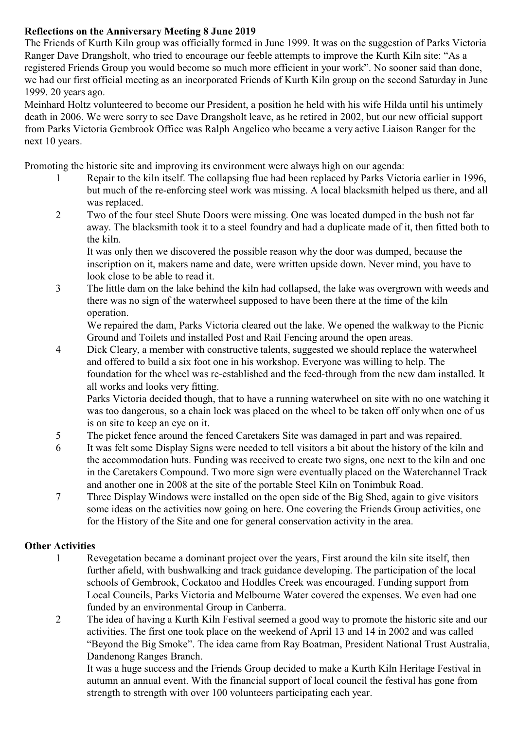**Reflections on the Anniversary Meeting 8 June 2019**

The Friends of Kurth Kiln group was officially formed in June 1999. It was on the suggestion of Parks Victoria Ranger Dave Drangsholt, who tried to encourage our feeble attempts to improve the Kurth Kiln site: "As a registered Friends Group you would become so much more efficient in your work". No sooner said than done, we had our first official meeting as an incorporated Friends of Kurth Kiln group on the second Saturday in June 1999. 20 years ago.

Meinhard Holtz volunteered to become our President, a position he held with his wife Hilda until his untimely death in 2006. We were sorry to see Dave Drangsholt leave, as he retired in 2002, but our new official support from Parks Victoria Gembrook Office was Ralph Angelico who became a very active Liaison Ranger for the next 10 years.

Promoting the historic site and improving its environment were always high on our agenda:

1. Repair to the kiln itself. The collapsing flue had been replaced by Parks Victoria earlier in 1996, but much of the re-enforcing steel work was missing. A local blacksmith helped us there, and all was replaced.
2. Two of the four steel Shute Doors were missing. One was located dumped in the bush not far away. The blacksmith took it to a steel foundry and had a duplicate made of it, then fitted both to the kiln.
   It was only then we discovered the possible reason why the door was dumped, because the inscription on it, makers name and date, were written upside down. Never mind, you have to look close to be able to read it.
3. The little dam on the lake behind the kiln had collapsed, the lake was overgrown with weeds and there was no sign of the waterwheel supposed to have been there at the time of the kiln operation.
   We repaired the dam, Parks Victoria cleared out the lake. We opened the walkway to the Picnic Ground and Toilets and installed Post and Rail Fencing around the open areas.
4. Dick Cleary, a member with constructive talents, suggested we should replace the waterwheel and offered to build a six foot one in his workshop. Everyone was willing to help. The foundation for the wheel was re-established and the feed-through from the new dam installed. It all works and looks very fitting.
   Parks Victoria decided though, that to have a running waterwheel on site with no one watching it was too dangerous, so a chain lock was placed on the wheel to be taken off only when one of us is on site to keep an eye on it.
5. The picket fence around the fenced Caretakers Site was damaged in part and was repaired.
6. It was felt some Display Signs were needed to tell visitors a bit about the history of the kiln and the accommodation huts. Funding was received to create two signs, one next to the kiln and one in the Caretakers Compound. Two more sign were eventually placed on the Waterchannel Track and another one in 2008 at the site of the portable Steel Kiln on Tonimbuk Road.
7. Three Display Windows were installed on the open side of the Big Shed, again to give visitors some ideas on the activities now going on here. One covering the Friends Group activities, one for the History of the Site and one for general conservation activity in the area.

**Other Activities**

1. Revegetation became a dominant project over the years, First around the kiln site itself, then further afield, with bushwalking and track guidance developing. The participation of the local schools of Gembrook, Cockatoo and Hoddles Creek was encouraged. Funding support from Local Councils, Parks Victoria and Melbourne Water covered the expenses. We even had one funded by an environmental Group in Canberra.
2. The idea of having a Kurth Kiln Festival seemed a good way to promote the historic site and our activities. The first one took place on the weekend of April 13 and 14 in 2002 and was called "Beyond the Big Smoke". The idea came from Ray Boatman, President National Trust Australia, Dandenong Ranges Branch.
   It was a huge success and the Friends Group decided to make a Kurth Kiln Heritage Festival in autumn an annual event. With the financial support of local council the festival has gone from strength to strength with over 100 volunteers participating each year.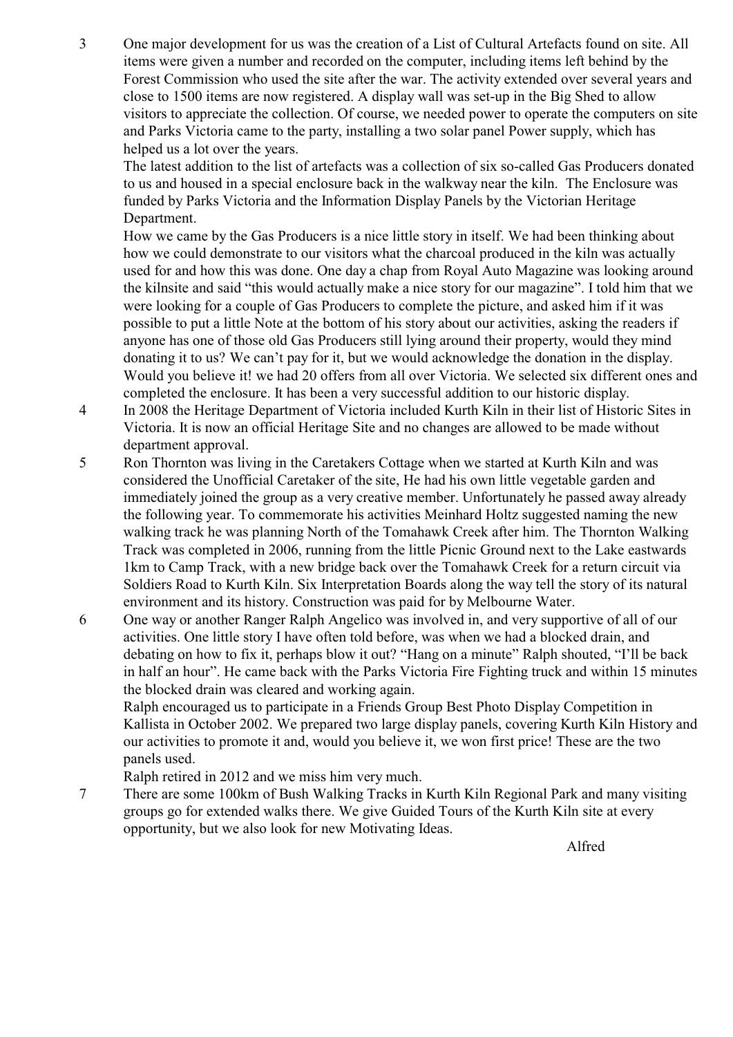3. One major development for us was the creation of a List of Cultural Artefacts found on site. All items were given a number and recorded on the computer, including items left behind by the Forest Commission who used the site after the war. The activity extended over several years and close to 1500 items are now registered. A display wall was set-up in the Big Shed to allow visitors to appreciate the collection. Of course, we needed power to operate the computers on site and Parks Victoria came to the party, installing a two solar panel Power supply, which has helped us a lot over the years.

   The latest addition to the list of artefacts was a collection of six so-called Gas Producers donated to us and housed in a special enclosure back in the walkway near the kiln. The Enclosure was funded by Parks Victoria and the Information Display Panels by the Victorian Heritage Department.

   How we came by the Gas Producers is a nice little story in itself. We had been thinking about how we could demonstrate to our visitors what the charcoal produced in the kiln was actually used for and how this was done. One day a chap from Royal Auto Magazine was looking around the kilnsite and said "this would actually make a nice story for our magazine". I told him that we were looking for a couple of Gas Producers to complete the picture, and asked him if it was possible to put a little Note at the bottom of his story about our activities, asking the readers if anyone has one of those old Gas Producers still lying around their property, would they mind donating it to us? We can't pay for it, but we would acknowledge the donation in the display. Would you believe it! we had 20 offers from all over Victoria. We selected six different ones and completed the enclosure. It has been a very successful addition to our historic display.

4. In 2008 the Heritage Department of Victoria included Kurth Kiln in their list of Historic Sites in Victoria. It is now an official Heritage Site and no changes are allowed to be made without department approval.

5. Ron Thornton was living in the Caretakers Cottage when we started at Kurth Kiln and was considered the Unofficial Caretaker of the site, He had his own little vegetable garden and immediately joined the group as a very creative member. Unfortunately he passed away already the following year. To commemorate his activities Meinhard Holtz suggested naming the new walking track he was planning North of the Tomahawk Creek after him. The Thornton Walking Track was completed in 2006, running from the little Picnic Ground next to the Lake eastwards 1km to Camp Track, with a new bridge back over the Tomahawk Creek for a return circuit via Soldiers Road to Kurth Kiln. Six Interpretation Boards along the way tell the story of its natural environment and its history. Construction was paid for by Melbourne Water.

6. One way or another Ranger Ralph Angelico was involved in, and very supportive of all of our activities. One little story I have often told before, was when we had a blocked drain, and debating on how to fix it, perhaps blow it out? "Hang on a minute" Ralph shouted, "I'll be back in half an hour". He came back with the Parks Victoria Fire Fighting truck and within 15 minutes the blocked drain was cleared and working again.

   Ralph encouraged us to participate in a Friends Group Best Photo Display Competition in Kallista in October 2002. We prepared two large display panels, covering Kurth Kiln History and our activities to promote it and, would you believe it, we won first price! These are the two panels used.

   Ralph retired in 2012 and we miss him very much.

7. There are some 100km of Bush Walking Tracks in Kurth Kiln Regional Park and many visiting groups go for extended walks there. We give Guided Tours of the Kurth Kiln site at every opportunity, but we also look for new Motivating Ideas.

Alfred